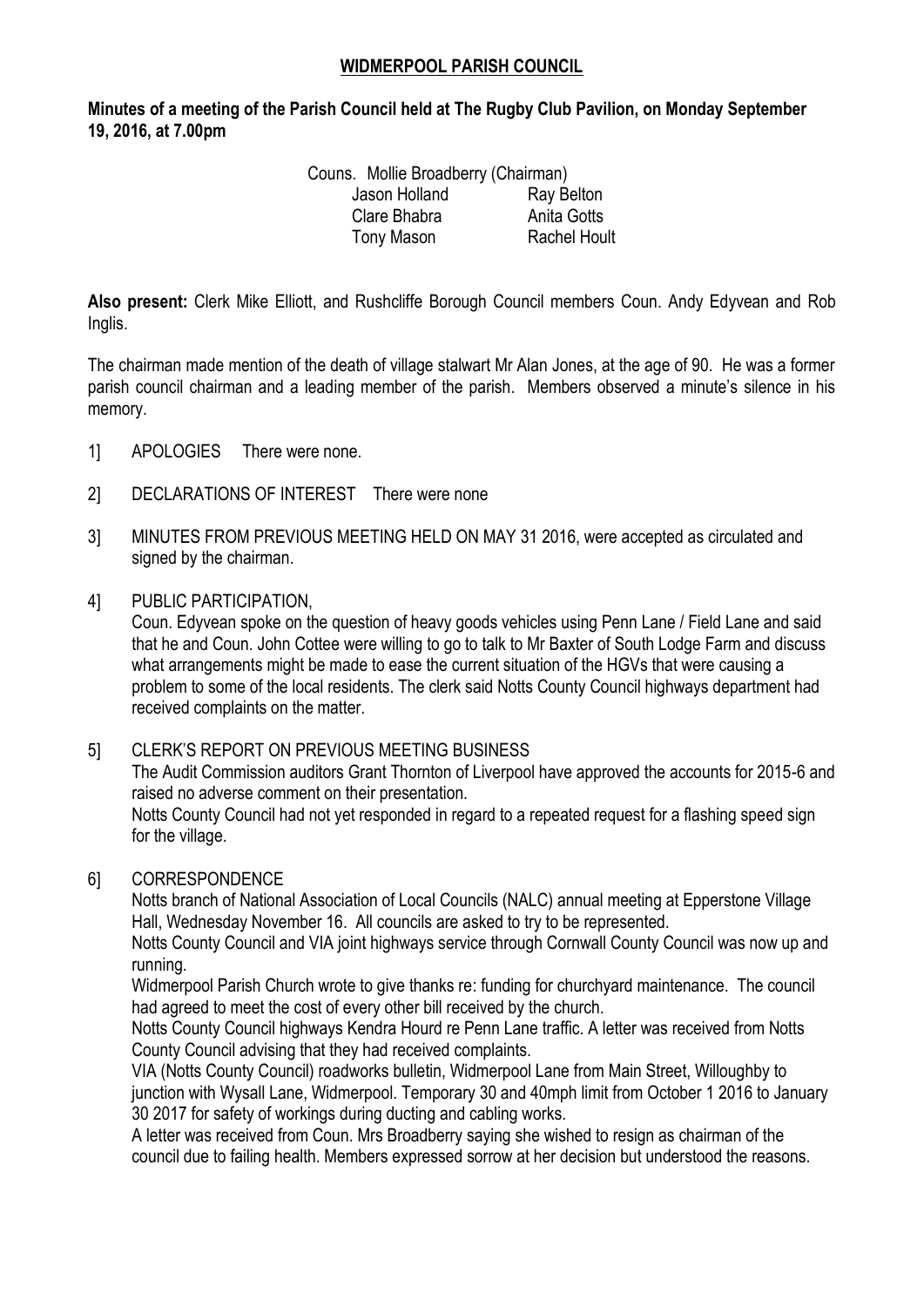# WIDMERPOOL PARISH COUNCIL

**Minutes of a meeting of the Parish Council held at The Rugby Club Pavilion, on Monday September 19, 2016, at 7.00pm**

Couns. Mollie Broadberry (Chairman)

| | |
|---|---|
| Jason Holland | Ray Belton |
| Clare Bhabra | Anita Gotts |
| Tony Mason | Rachel Hoult |

**Also present:** Clerk Mike Elliott, and Rushcliffe Borough Council members Coun. Andy Edyvean and Rob Inglis.

The chairman made mention of the death of village stalwart Mr Alan Jones, at the age of 90. He was a former parish council chairman and a leading member of the parish. Members observed a minute's silence in his memory.

1] APOLOGIES There were none.

2] DECLARATIONS OF INTEREST There were none

3] MINUTES FROM PREVIOUS MEETING HELD ON MAY 31 2016, were accepted as circulated and signed by the chairman.

4] PUBLIC PARTICIPATION,

Coun. Edyvean spoke on the question of heavy goods vehicles using Penn Lane / Field Lane and said that he and Coun. John Cottee were willing to go to talk to Mr Baxter of South Lodge Farm and discuss what arrangements might be made to ease the current situation of the HGVs that were causing a problem to some of the local residents. The clerk said Notts County Council highways department had received complaints on the matter.

5] CLERK'S REPORT ON PREVIOUS MEETING BUSINESS

The Audit Commission auditors Grant Thornton of Liverpool have approved the accounts for 2015-6 and raised no adverse comment on their presentation.

Notts County Council had not yet responded in regard to a repeated request for a flashing speed sign for the village.

6] CORRESPONDENCE

Notts branch of National Association of Local Councils (NALC) annual meeting at Epperstone Village Hall, Wednesday November 16. All councils are asked to try to be represented.

Notts County Council and VIA joint highways service through Cornwall County Council was now up and running.

Widmerpool Parish Church wrote to give thanks re: funding for churchyard maintenance. The council had agreed to meet the cost of every other bill received by the church.

Notts County Council highways Kendra Hourd re Penn Lane traffic. A letter was received from Notts County Council advising that they had received complaints.

VIA (Notts County Council) roadworks bulletin, Widmerpool Lane from Main Street, Willoughby to junction with Wysall Lane, Widmerpool. Temporary 30 and 40mph limit from October 1 2016 to January 30 2017 for safety of workings during ducting and cabling works.

A letter was received from Coun. Mrs Broadberry saying she wished to resign as chairman of the council due to failing health. Members expressed sorrow at her decision but understood the reasons.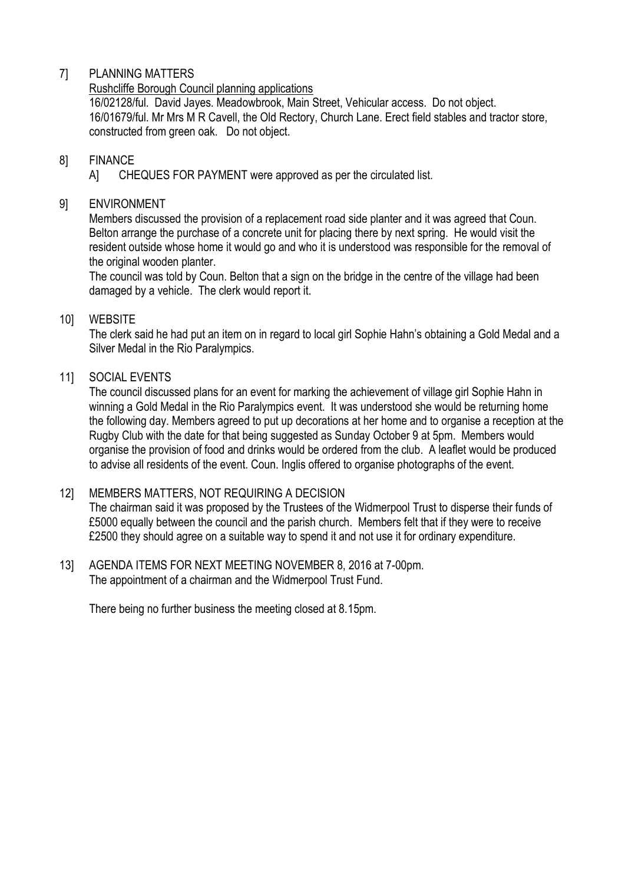7] PLANNING MATTERS

Rushcliffe Borough Council planning applications

16/02128/ful. David Jayes. Meadowbrook, Main Street, Vehicular access. Do not object.
16/01679/ful. Mr Mrs M R Cavell, the Old Rectory, Church Lane. Erect field stables and tractor store, constructed from green oak. Do not object.

8] FINANCE

A] CHEQUES FOR PAYMENT were approved as per the circulated list.

9] ENVIRONMENT

Members discussed the provision of a replacement road side planter and it was agreed that Coun. Belton arrange the purchase of a concrete unit for placing there by next spring. He would visit the resident outside whose home it would go and who it is understood was responsible for the removal of the original wooden planter.

The council was told by Coun. Belton that a sign on the bridge in the centre of the village had been damaged by a vehicle. The clerk would report it.

10] WEBSITE

The clerk said he had put an item on in regard to local girl Sophie Hahn's obtaining a Gold Medal and a Silver Medal in the Rio Paralympics.

11] SOCIAL EVENTS

The council discussed plans for an event for marking the achievement of village girl Sophie Hahn in winning a Gold Medal in the Rio Paralympics event. It was understood she would be returning home the following day. Members agreed to put up decorations at her home and to organise a reception at the Rugby Club with the date for that being suggested as Sunday October 9 at 5pm. Members would organise the provision of food and drinks would be ordered from the club. A leaflet would be produced to advise all residents of the event. Coun. Inglis offered to organise photographs of the event.

12] MEMBERS MATTERS, NOT REQUIRING A DECISION

The chairman said it was proposed by the Trustees of the Widmerpool Trust to disperse their funds of £5000 equally between the council and the parish church. Members felt that if they were to receive £2500 they should agree on a suitable way to spend it and not use it for ordinary expenditure.

13] AGENDA ITEMS FOR NEXT MEETING NOVEMBER 8, 2016 at 7-00pm.

The appointment of a chairman and the Widmerpool Trust Fund.

There being no further business the meeting closed at 8.15pm.